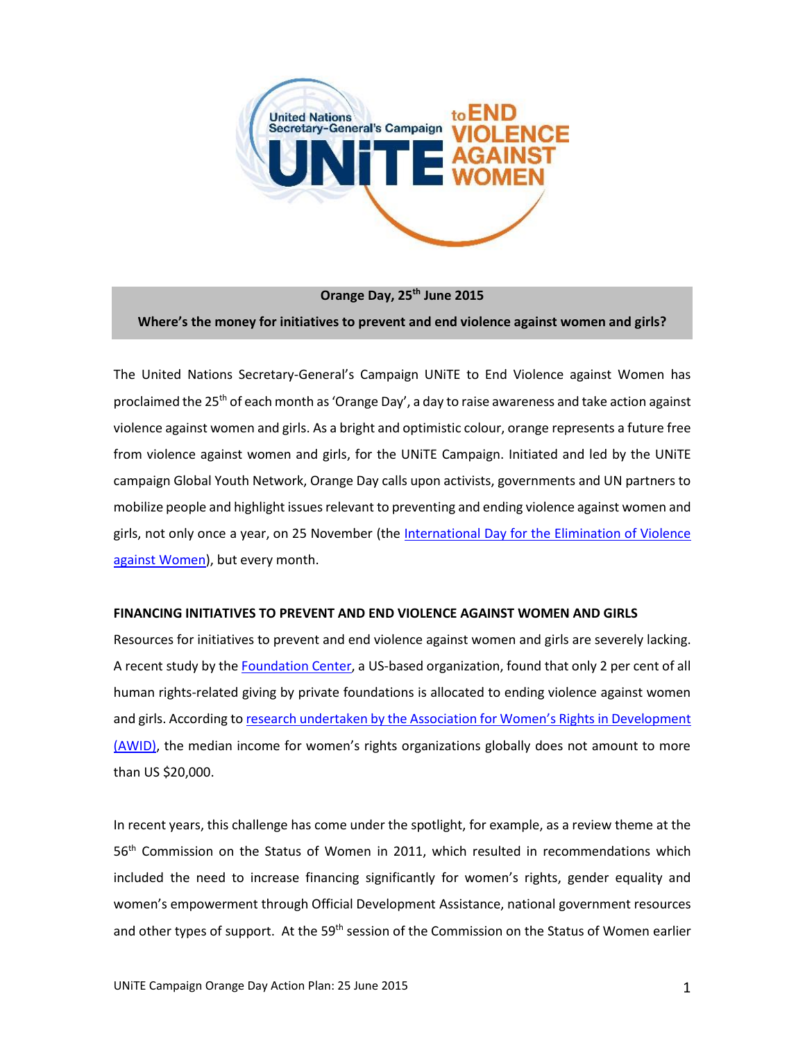**Orange Day, 25th June 2015**

**Where's the money for initiatives to prevent and end violence against women and girls?**

The United Nations Secretary-General's Campaign UNiTE to End Violence against Women has proclaimed the 25th of each month as 'Orange Day', a day to raise awareness and take action against violence against women and girls. As a bright and optimistic colour, orange represents a future free from violence against women and girls, for the UNiTE Campaign. Initiated and led by the UNiTE campaign Global Youth Network, Orange Day calls upon activists, governments and UN partners to mobilize people and highlight issues relevant to preventing and ending violence against women and girls, not only once a year, on 25 November (the International Day for the Elimination of Violence against Women), but every month.

**FINANCING INITIATIVES TO PREVENT AND END VIOLENCE AGAINST WOMEN AND GIRLS**

Resources for initiatives to prevent and end violence against women and girls are severely lacking. A recent study by the Foundation Center, a US-based organization, found that only 2 per cent of all human rights-related giving by private foundations is allocated to ending violence against women and girls. According to research undertaken by the Association for Women's Rights in Development (AWID), the median income for women's rights organizations globally does not amount to more than US $20,000.

In recent years, this challenge has come under the spotlight, for example, as a review theme at the 56th Commission on the Status of Women in 2011, which resulted in recommendations which included the need to increase financing significantly for women's rights, gender equality and women's empowerment through Official Development Assistance, national government resources and other types of support. At the 59th session of the Commission on the Status of Women earlier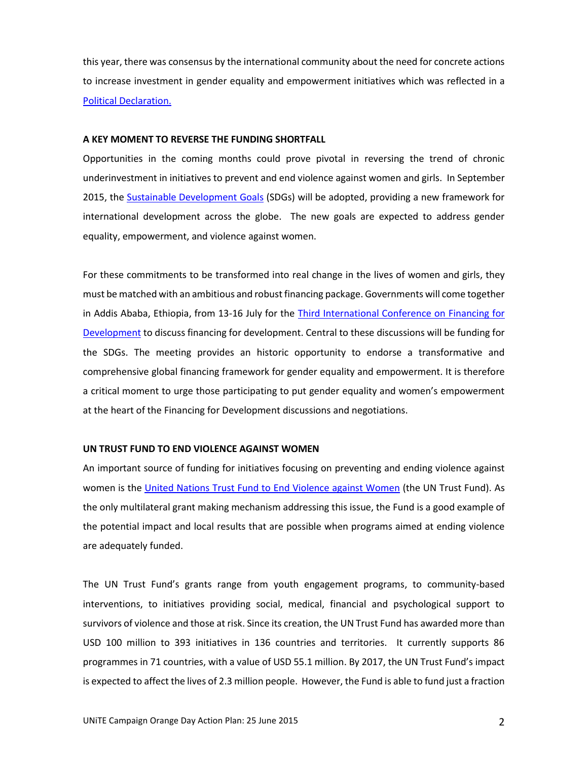this year, there was consensus by the international community about the need for concrete actions to increase investment in gender equality and empowerment initiatives which was reflected in a Political Declaration.

**A KEY MOMENT TO REVERSE THE FUNDING SHORTFALL**

Opportunities in the coming months could prove pivotal in reversing the trend of chronic underinvestment in initiatives to prevent and end violence against women and girls. In September 2015, the Sustainable Development Goals (SDGs) will be adopted, providing a new framework for international development across the globe. The new goals are expected to address gender equality, empowerment, and violence against women.

For these commitments to be transformed into real change in the lives of women and girls, they must be matched with an ambitious and robust financing package. Governments will come together in Addis Ababa, Ethiopia, from 13-16 July for the Third International Conference on Financing for Development to discuss financing for development. Central to these discussions will be funding for the SDGs. The meeting provides an historic opportunity to endorse a transformative and comprehensive global financing framework for gender equality and empowerment. It is therefore a critical moment to urge those participating to put gender equality and women's empowerment at the heart of the Financing for Development discussions and negotiations.

**UN TRUST FUND TO END VIOLENCE AGAINST WOMEN**

An important source of funding for initiatives focusing on preventing and ending violence against women is the United Nations Trust Fund to End Violence against Women (the UN Trust Fund). As the only multilateral grant making mechanism addressing this issue, the Fund is a good example of the potential impact and local results that are possible when programs aimed at ending violence are adequately funded.

The UN Trust Fund's grants range from youth engagement programs, to community-based interventions, to initiatives providing social, medical, financial and psychological support to survivors of violence and those at risk. Since its creation, the UN Trust Fund has awarded more than USD 100 million to 393 initiatives in 136 countries and territories. It currently supports 86 programmes in 71 countries, with a value of USD 55.1 million. By 2017, the UN Trust Fund's impact is expected to affect the lives of 2.3 million people. However, the Fund is able to fund just a fraction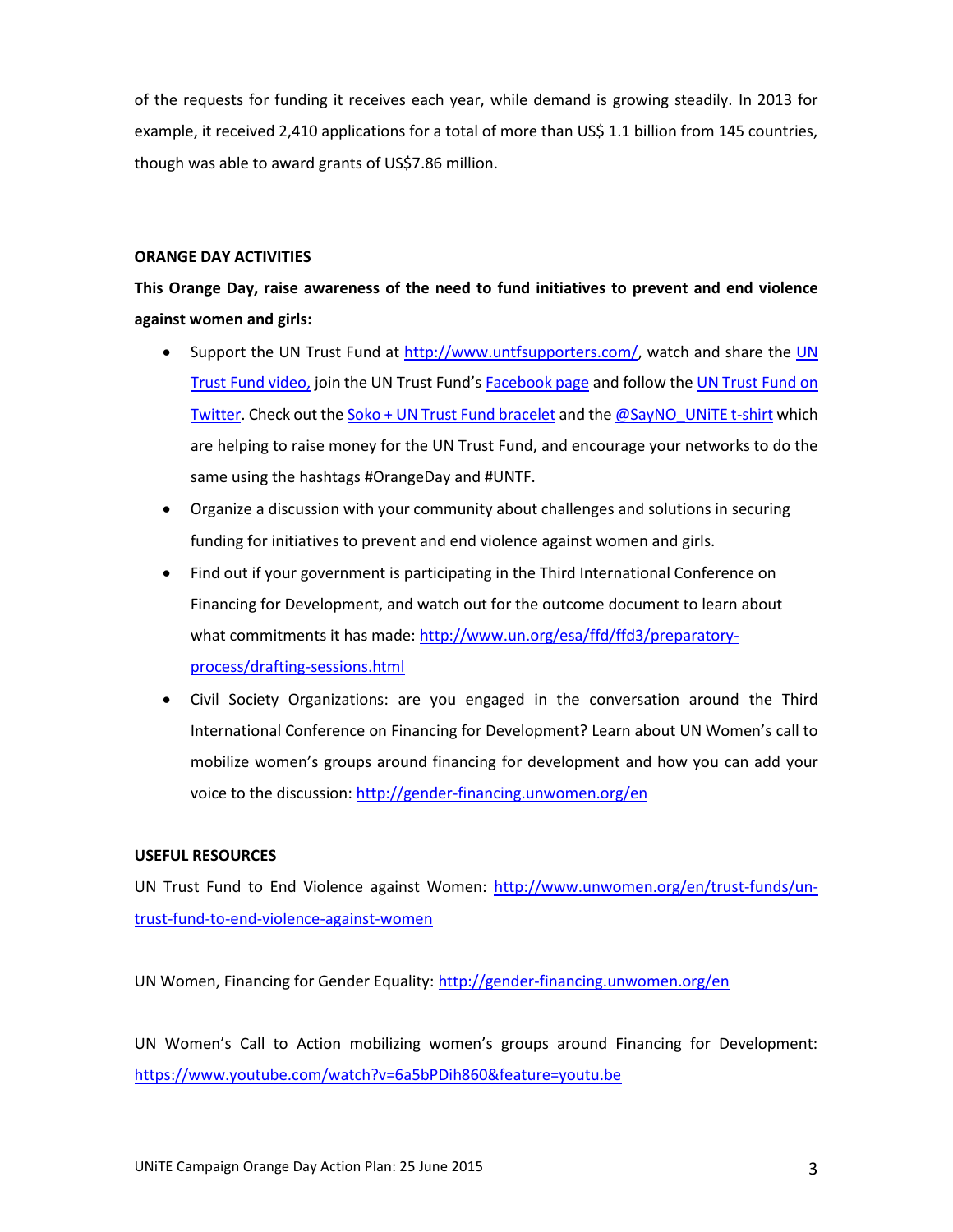of the requests for funding it receives each year, while demand is growing steadily. In 2013 for example, it received 2,410 applications for a total of more than US$ 1.1 billion from 145 countries, though was able to award grants of US$7.86 million.

**ORANGE DAY ACTIVITIES**

**This Orange Day, raise awareness of the need to fund initiatives to prevent and end violence against women and girls:**

- Support the UN Trust Fund at http://www.untfsupporters.com/, watch and share the UN Trust Fund video, join the UN Trust Fund's Facebook page and follow the UN Trust Fund on Twitter. Check out the Soko + UN Trust Fund bracelet and the @SayNO_UNiTE t-shirt which are helping to raise money for the UN Trust Fund, and encourage your networks to do the same using the hashtags #OrangeDay and #UNTF.
- Organize a discussion with your community about challenges and solutions in securing funding for initiatives to prevent and end violence against women and girls.
- Find out if your government is participating in the Third International Conference on Financing for Development, and watch out for the outcome document to learn about what commitments it has made: http://www.un.org/esa/ffd/ffd3/preparatory-process/drafting-sessions.html
- Civil Society Organizations: are you engaged in the conversation around the Third International Conference on Financing for Development? Learn about UN Women's call to mobilize women's groups around financing for development and how you can add your voice to the discussion: http://gender-financing.unwomen.org/en

**USEFUL RESOURCES**

UN Trust Fund to End Violence against Women: http://www.unwomen.org/en/trust-funds/un-trust-fund-to-end-violence-against-women

UN Women, Financing for Gender Equality: http://gender-financing.unwomen.org/en

UN Women's Call to Action mobilizing women's groups around Financing for Development: https://www.youtube.com/watch?v=6a5bPDih860&feature=youtu.be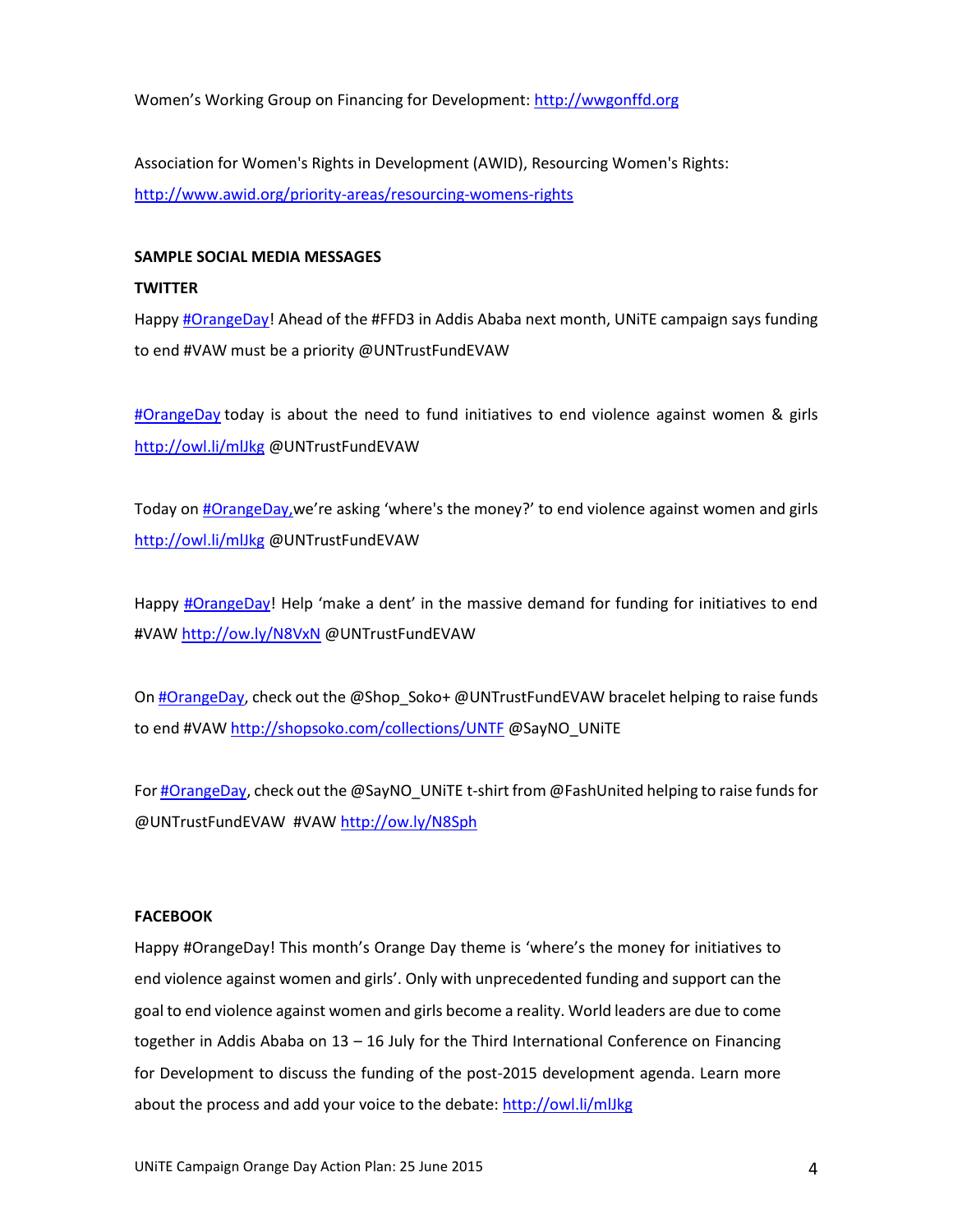Women's Working Group on Financing for Development: http://wwgonffd.org

Association for Women's Rights in Development (AWID), Resourcing Women's Rights: http://www.awid.org/priority-areas/resourcing-womens-rights

**SAMPLE SOCIAL MEDIA MESSAGES**

**TWITTER**

Happy #OrangeDay! Ahead of the #FFD3 in Addis Ababa next month, UNiTE campaign says funding to end #VAW must be a priority @UNTrustFundEVAW

#OrangeDay today is about the need to fund initiatives to end violence against women & girls http://owl.li/mlJkg @UNTrustFundEVAW

Today on #OrangeDay,we're asking 'where's the money?' to end violence against women and girls http://owl.li/mlJkg @UNTrustFundEVAW

Happy #OrangeDay! Help 'make a dent' in the massive demand for funding for initiatives to end #VAW http://ow.ly/N8VxN @UNTrustFundEVAW

On #OrangeDay, check out the @Shop_Soko+ @UNTrustFundEVAW bracelet helping to raise funds to end #VAW http://shopsoko.com/collections/UNTF @SayNO_UNiTE

For #OrangeDay, check out the @SayNO_UNiTE t-shirt from @FashUnited helping to raise funds for @UNTrustFundEVAW #VAW http://ow.ly/N8Sph

**FACEBOOK**

Happy #OrangeDay! This month's Orange Day theme is 'where's the money for initiatives to end violence against women and girls'. Only with unprecedented funding and support can the goal to end violence against women and girls become a reality. World leaders are due to come together in Addis Ababa on 13 – 16 July for the Third International Conference on Financing for Development to discuss the funding of the post-2015 development agenda. Learn more about the process and add your voice to the debate: http://owl.li/mlJkg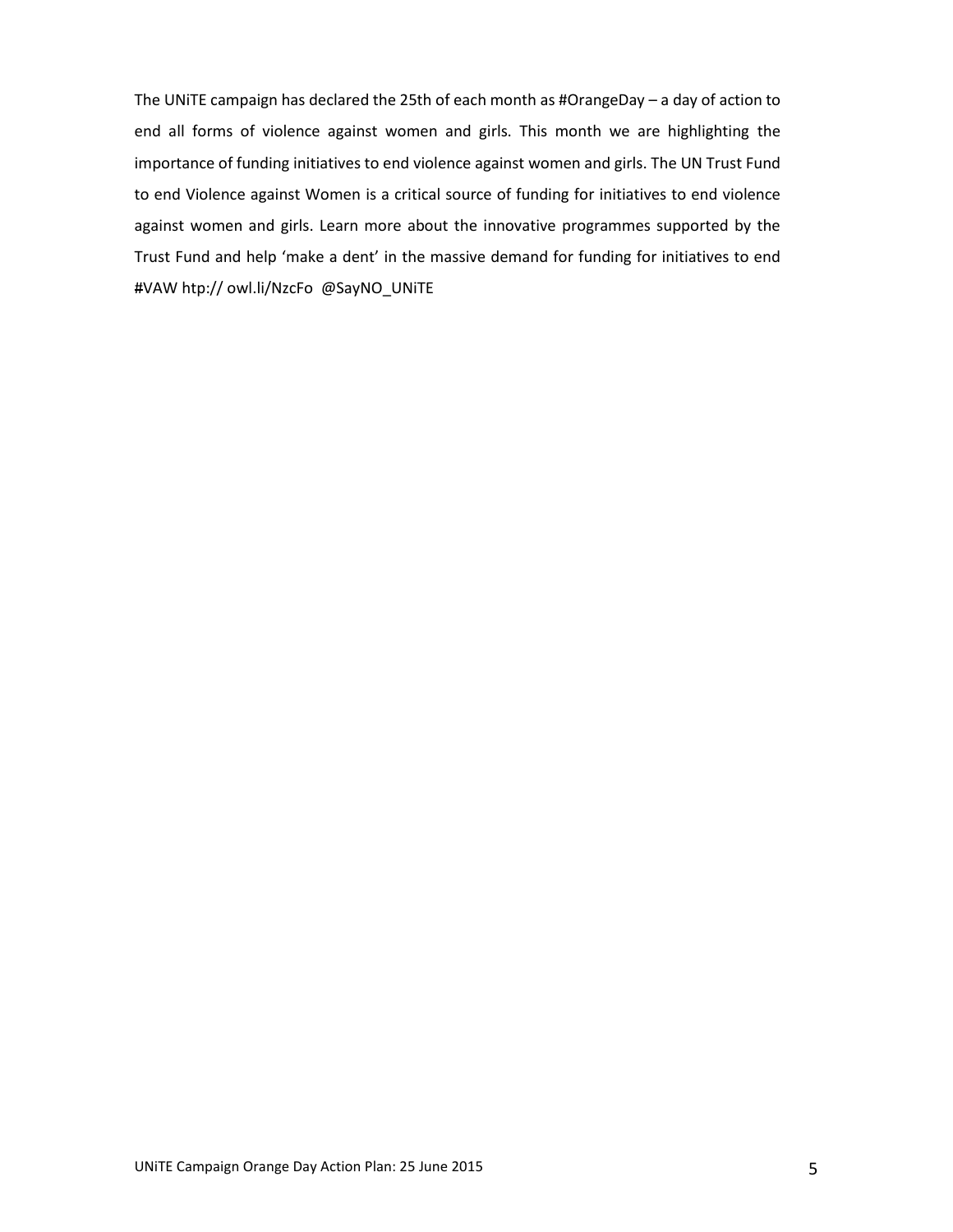The UNiTE campaign has declared the 25th of each month as #OrangeDay – a day of action to end all forms of violence against women and girls. This month we are highlighting the importance of funding initiatives to end violence against women and girls. The UN Trust Fund to end Violence against Women is a critical source of funding for initiatives to end violence against women and girls. Learn more about the innovative programmes supported by the Trust Fund and help 'make a dent' in the massive demand for funding for initiatives to end #VAW htp:// owl.li/NzcFo @SayNO_UNiTE